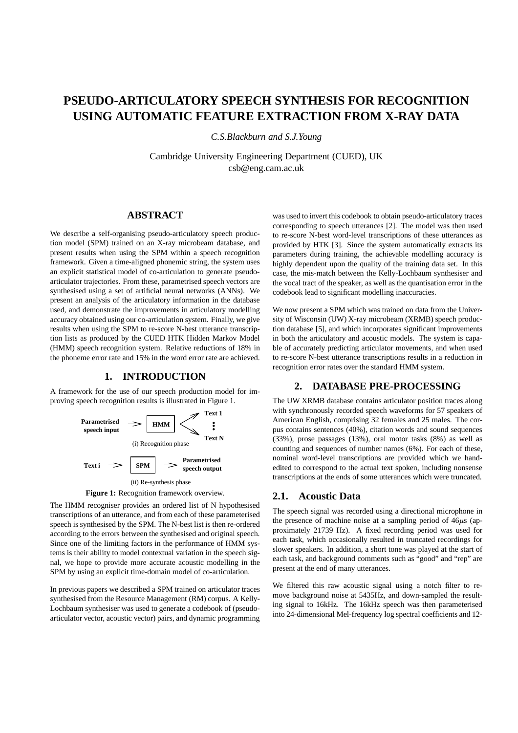# PSEUDO-ARTICULATORY SPEECH SYNTHESIS FOR RECOGNITION USING AUTOMATIC FEATURE EXTRACTION FROM X-RAY DATA

*C.S.Blackburn and S.J.Young*

Cambridge University Engineering Department (CUED), UK
csb@eng.cam.ac.uk

## ABSTRACT

We describe a self-organising pseudo-articulatory speech production model (SPM) trained on an X-ray microbeam database, and present results when using the SPM within a speech recognition framework. Given a time-aligned phonemic string, the system uses an explicit statistical model of co-articulation to generate pseudo-articulator trajectories. From these, parametrised speech vectors are synthesised using a set of artificial neural networks (ANNs). We present an analysis of the articulatory information in the database used, and demonstrate the improvements in articulatory modelling accuracy obtained using our co-articulation system. Finally, we give results when using the SPM to re-score N-best utterance transcription lists as produced by the CUED HTK Hidden Markov Model (HMM) speech recognition system. Relative reductions of 18% in the phoneme error rate and 15% in the word error rate are achieved.

## 1. INTRODUCTION

A framework for the use of our speech production model for improving speech recognition results is illustrated in Figure 1.

Parametrised speech input → HMM → Text 1 … Text N

(i) Recognition phase

Text i → SPM → Parametrised speech output

(ii) Re-synthesis phase

**Figure 1:** Recognition framework overview.

The HMM recogniser provides an ordered list of N hypothesised transcriptions of an utterance, and from each of these parameterised speech is synthesised by the SPM. The N-best list is then re-ordered according to the errors between the synthesised and original speech. Since one of the limiting factors in the performance of HMM systems is their ability to model contextual variation in the speech signal, we hope to provide more accurate acoustic modelling in the SPM by using an explicit time-domain model of co-articulation.

In previous papers we described a SPM trained on articulator traces synthesised from the Resource Management (RM) corpus. A Kelly-Lochbaum synthesiser was used to generate a codebook of (pseudo-articulator vector, acoustic vector) pairs, and dynamic programming was used to invert this codebook to obtain pseudo-articulatory traces corresponding to speech utterances [2]. The model was then used to re-score N-best word-level transcriptions of these utterances as provided by HTK [3]. Since the system automatically extracts its parameters during training, the achievable modelling accuracy is highly dependent upon the quality of the training data set. In this case, the mis-match between the Kelly-Lochbaum synthesiser and the vocal tract of the speaker, as well as the quantisation error in the codebook lead to significant modelling inaccuracies.

We now present a SPM which was trained on data from the University of Wisconsin (UW) X-ray microbeam (XRMB) speech production database [5], and which incorporates significant improvements in both the articulatory and acoustic models. The system is capable of accurately predicting articulator movements, and when used to re-score N-best utterance transcriptions results in a reduction in recognition error rates over the standard HMM system.

## 2. DATABASE PRE-PROCESSING

The UW XRMB database contains articulator position traces along with synchronously recorded speech waveforms for 57 speakers of American English, comprising 32 females and 25 males. The corpus contains sentences (40%), citation words and sound sequences (33%), prose passages (13%), oral motor tasks (8%) as well as counting and sequences of number names (6%). For each of these, nominal word-level transcriptions are provided which we hand-edited to correspond to the actual text spoken, including nonsense transcriptions at the ends of some utterances which were truncated.

### 2.1. Acoustic Data

The speech signal was recorded using a directional microphone in the presence of machine noise at a sampling period of 46$\mu$s (approximately 21739 Hz). A fixed recording period was used for each task, which occasionally resulted in truncated recordings for slower speakers. In addition, a short tone was played at the start of each task, and background comments such as "good" and "rep" are present at the end of many utterances.

We filtered this raw acoustic signal using a notch filter to remove background noise at 5435Hz, and down-sampled the resulting signal to 16kHz. The 16kHz speech was then parameterised into 24-dimensional Mel-frequency log spectral coefficients and 12-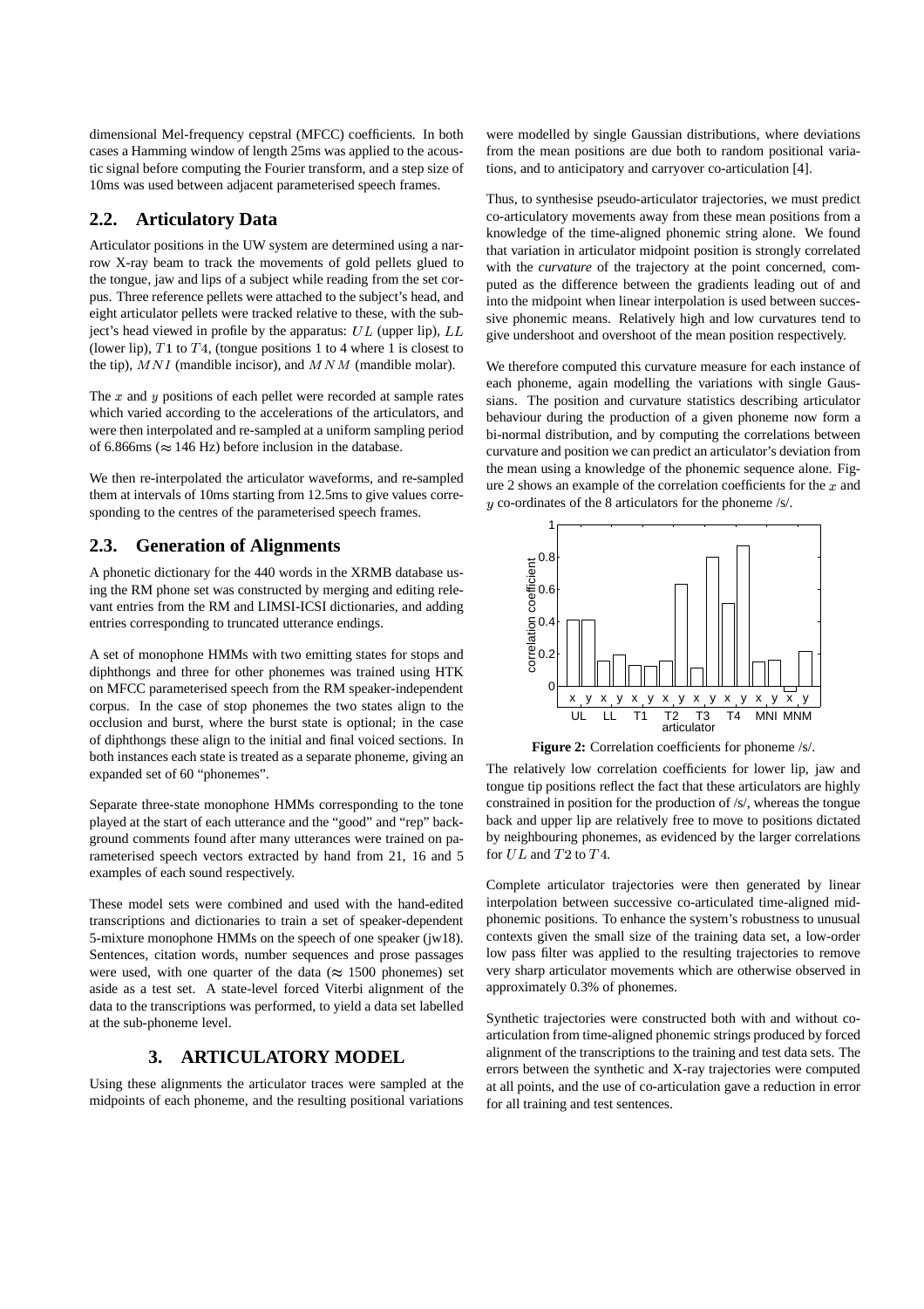dimensional Mel-frequency cepstral (MFCC) coefficients. In both cases a Hamming window of length 25ms was applied to the acoustic signal before computing the Fourier transform, and a step size of 10ms was used between adjacent parameterised speech frames.

## 2.2. Articulatory Data

Articulator positions in the UW system are determined using a narrow X-ray beam to track the movements of gold pellets glued to the tongue, jaw and lips of a subject while reading from the set corpus. Three reference pellets were attached to the subject's head, and eight articulator pellets were tracked relative to these, with the subject's head viewed in profile by the apparatus: $UL$ (upper lip), $LL$ (lower lip), $T1$ to $T4$, (tongue positions 1 to 4 where 1 is closest to the tip), $MNI$ (mandible incisor), and $MNM$ (mandible molar).

The $x$ and $y$ positions of each pellet were recorded at sample rates which varied according to the accelerations of the articulators, and were then interpolated and re-sampled at a uniform sampling period of 6.866ms ($\approx$ 146 Hz) before inclusion in the database.

We then re-interpolated the articulator waveforms, and re-sampled them at intervals of 10ms starting from 12.5ms to give values corresponding to the centres of the parameterised speech frames.

## 2.3. Generation of Alignments

A phonetic dictionary for the 440 words in the XRMB database using the RM phone set was constructed by merging and editing relevant entries from the RM and LIMSI-ICSI dictionaries, and adding entries corresponding to truncated utterance endings.

A set of monophone HMMs with two emitting states for stops and diphthongs and three for other phonemes was trained using HTK on MFCC parameterised speech from the RM speaker-independent corpus. In the case of stop phonemes the two states align to the occlusion and burst, where the burst state is optional; in the case of diphthongs these align to the initial and final voiced sections. In both instances each state is treated as a separate phoneme, giving an expanded set of 60 "phonemes".

Separate three-state monophone HMMs corresponding to the tone played at the start of each utterance and the "good" and "rep" background comments found after many utterances were trained on parameterised speech vectors extracted by hand from 21, 16 and 5 examples of each sound respectively.

These model sets were combined and used with the hand-edited transcriptions and dictionaries to train a set of speaker-dependent 5-mixture monophone HMMs on the speech of one speaker (jw18). Sentences, citation words, number sequences and prose passages were used, with one quarter of the data ($\approx$ 1500 phonemes) set aside as a test set. A state-level forced Viterbi alignment of the data to the transcriptions was performed, to yield a data set labelled at the sub-phoneme level.

# 3. ARTICULATORY MODEL

Using these alignments the articulator traces were sampled at the midpoints of each phoneme, and the resulting positional variations were modelled by single Gaussian distributions, where deviations from the mean positions are due both to random positional variations, and to anticipatory and carryover co-articulation [4].

Thus, to synthesise pseudo-articulator trajectories, we must predict co-articulatory movements away from these mean positions from a knowledge of the time-aligned phonemic string alone. We found that variation in articulator midpoint position is strongly correlated with the *curvature* of the trajectory at the point concerned, computed as the difference between the gradients leading out of and into the midpoint when linear interpolation is used between successive phonemic means. Relatively high and low curvatures tend to give undershoot and overshoot of the mean position respectively.

We therefore computed this curvature measure for each instance of each phoneme, again modelling the variations with single Gaussians. The position and curvature statistics describing articulator behaviour during the production of a given phoneme now form a bi-normal distribution, and by computing the correlations between curvature and position we can predict an articulator's deviation from the mean using a knowledge of the phonemic sequence alone. Figure 2 shows an example of the correlation coefficients for the $x$ and $y$ co-ordinates of the 8 articulators for the phoneme /s/.

**Figure 2:** Correlation coefficients for phoneme /s/.

The relatively low correlation coefficients for lower lip, jaw and tongue tip positions reflect the fact that these articulators are highly constrained in position for the production of /s/, whereas the tongue back and upper lip are relatively free to move to positions dictated by neighbouring phonemes, as evidenced by the larger correlations for $UL$ and $T2$ to $T4$.

Complete articulator trajectories were then generated by linear interpolation between successive co-articulated time-aligned mid-phonemic positions. To enhance the system's robustness to unusual contexts given the small size of the training data set, a low-order low pass filter was applied to the resulting trajectories to remove very sharp articulator movements which are otherwise observed in approximately 0.3% of phonemes.

Synthetic trajectories were constructed both with and without co-articulation from time-aligned phonemic strings produced by forced alignment of the transcriptions to the training and test data sets. The errors between the synthetic and X-ray trajectories were computed at all points, and the use of co-articulation gave a reduction in error for all training and test sentences.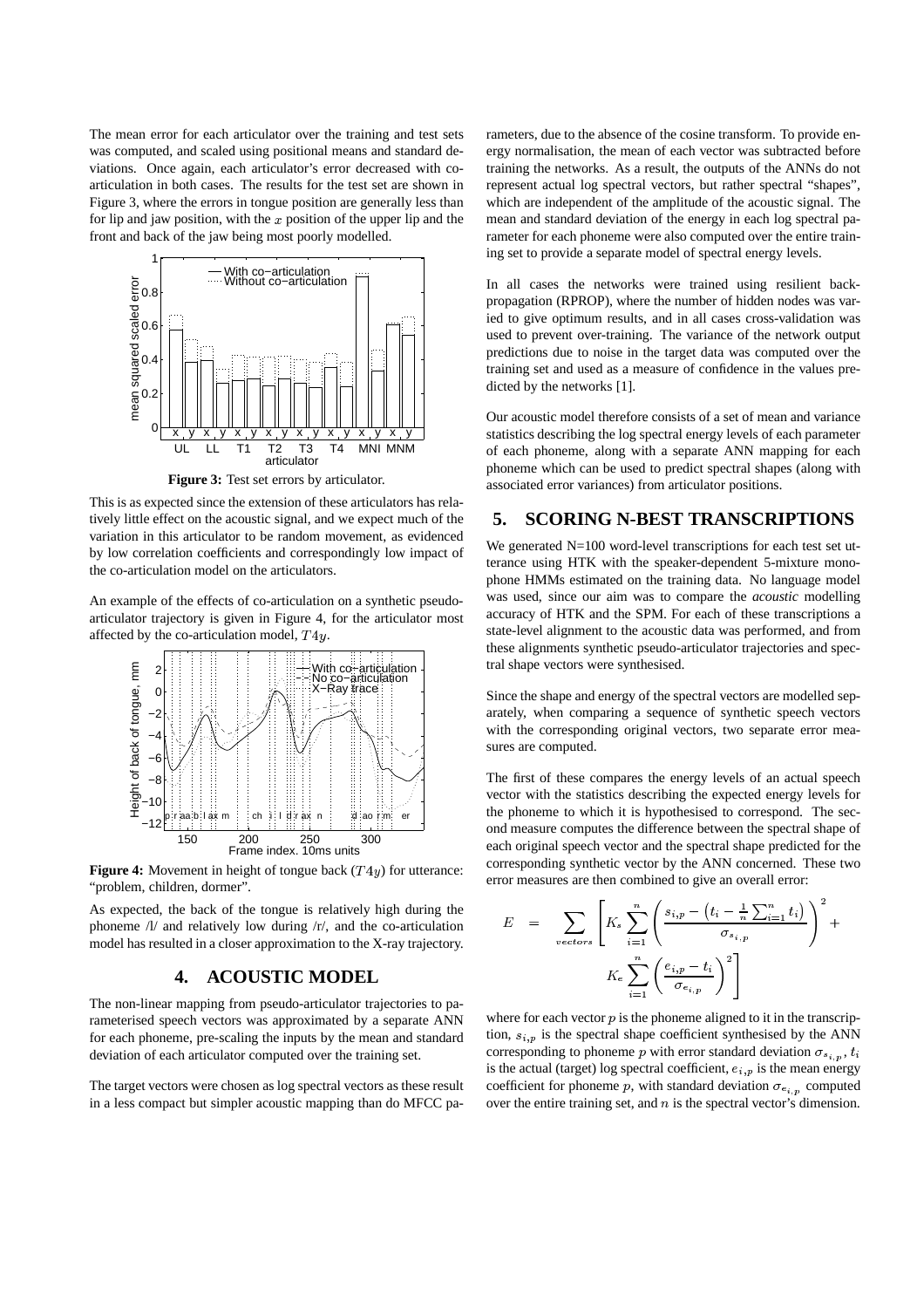The mean error for each articulator over the training and test sets was computed, and scaled using positional means and standard deviations. Once again, each articulator's error decreased with co-articulation in both cases. The results for the test set are shown in Figure 3, where the errors in tongue position are generally less than for lip and jaw position, with the $x$ position of the upper lip and the front and back of the jaw being most poorly modelled.

**Figure 3:** Test set errors by articulator.

This is as expected since the extension of these articulators has relatively little effect on the acoustic signal, and we expect much of the variation in this articulator to be random movement, as evidenced by low correlation coefficients and correspondingly low impact of the co-articulation model on the articulators.

An example of the effects of co-articulation on a synthetic pseudo-articulator trajectory is given in Figure 4, for the articulator most affected by the co-articulation model, $T4y$.

**Figure 4:** Movement in height of tongue back ($T4y$) for utterance: "problem, children, dormer".

As expected, the back of the tongue is relatively high during the phoneme /l/ and relatively low during /r/, and the co-articulation model has resulted in a closer approximation to the X-ray trajectory.

## 4. ACOUSTIC MODEL

The non-linear mapping from pseudo-articulator trajectories to parameterised speech vectors was approximated by a separate ANN for each phoneme, pre-scaling the inputs by the mean and standard deviation of each articulator computed over the training set.

The target vectors were chosen as log spectral vectors as these result in a less compact but simpler acoustic mapping than do MFCC parameters, due to the absence of the cosine transform. To provide energy normalisation, the mean of each vector was subtracted before training the networks. As a result, the outputs of the ANNs do not represent actual log spectral vectors, but rather spectral "shapes", which are independent of the amplitude of the acoustic signal. The mean and standard deviation of the energy in each log spectral parameter for each phoneme were also computed over the entire training set to provide a separate model of spectral energy levels.

In all cases the networks were trained using resilient back-propagation (RPROP), where the number of hidden nodes was varied to give optimum results, and in all cases cross-validation was used to prevent over-training. The variance of the network output predictions due to noise in the target data was computed over the training set and used as a measure of confidence in the values predicted by the networks [1].

Our acoustic model therefore consists of a set of mean and variance statistics describing the log spectral energy levels of each parameter of each phoneme, along with a separate ANN mapping for each phoneme which can be used to predict spectral shapes (along with associated error variances) from articulator positions.

## 5. SCORING N-BEST TRANSCRIPTIONS

We generated N=100 word-level transcriptions for each test set utterance using HTK with the speaker-dependent 5-mixture monophone HMMs estimated on the training data. No language model was used, since our aim was to compare the *acoustic* modelling accuracy of HTK and the SPM. For each of these transcriptions a state-level alignment to the acoustic data was performed, and from these alignments synthetic pseudo-articulator trajectories and spectral shape vectors were synthesised.

Since the shape and energy of the spectral vectors are modelled separately, when comparing a sequence of synthetic speech vectors with the corresponding original vectors, two separate error measures are computed.

The first of these compares the energy levels of an actual speech vector with the statistics describing the expected energy levels for the phoneme to which it is hypothesised to correspond. The second measure computes the difference between the spectral shape of each original speech vector and the spectral shape predicted for the corresponding synthetic vector by the ANN concerned. These two error measures are then combined to give an overall error:

$$E = \sum_{vectors} \left[ K_s \sum_{i=1}^{n} \left( \frac{s_{i,p} - \left(t_i - \frac{1}{n}\sum_{i=1}^{n} t_i\right)}{\sigma_{s_{i,p}}} \right)^2 + K_e \sum_{i=1}^{n} \left( \frac{e_{i,p} - t_i}{\sigma_{e_{i,p}}} \right)^2 \right]$$

where for each vector $p$ is the phoneme aligned to it in the transcription, $s_{i,p}$ is the spectral shape coefficient synthesised by the ANN corresponding to phoneme $p$ with error standard deviation $\sigma_{s_{i,p}}$, $t_i$ is the actual (target) log spectral coefficient, $e_{i,p}$ is the mean energy coefficient for phoneme $p$, with standard deviation $\sigma_{e_{i,p}}$ computed over the entire training set, and $n$ is the spectral vector's dimension.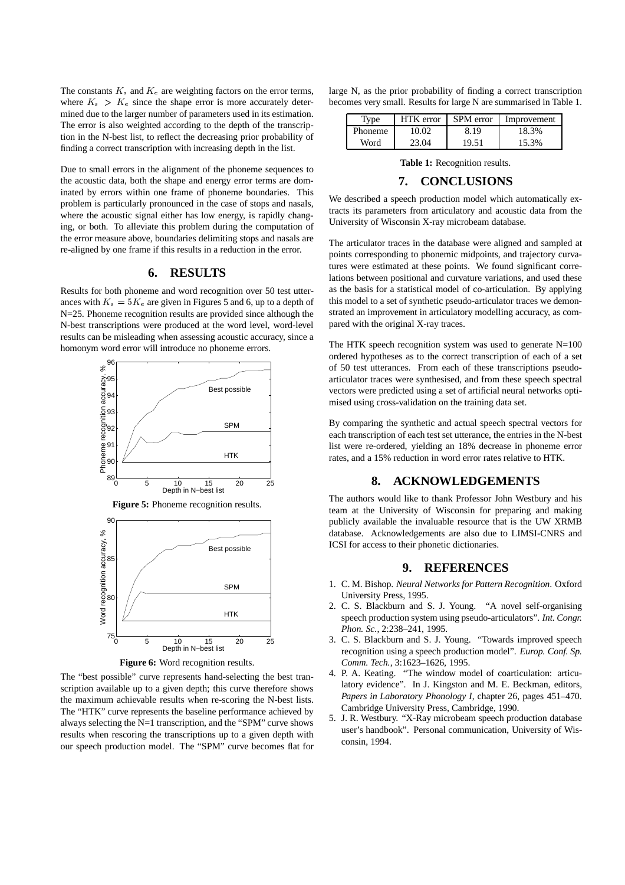The constants $K_s$ and $K_e$ are weighting factors on the error terms, where $K_s > K_e$ since the shape error is more accurately determined due to the larger number of parameters used in its estimation. The error is also weighted according to the depth of the transcription in the N-best list, to reflect the decreasing prior probability of finding a correct transcription with increasing depth in the list.

Due to small errors in the alignment of the phoneme sequences to the acoustic data, both the shape and energy error terms are dominated by errors within one frame of phoneme boundaries. This problem is particularly pronounced in the case of stops and nasals, where the acoustic signal either has low energy, is rapidly changing, or both. To alleviate this problem during the computation of the error measure above, boundaries delimiting stops and nasals are re-aligned by one frame if this results in a reduction in the error.

## 6. RESULTS

Results for both phoneme and word recognition over 50 test utterances with $K_s = 5K_e$ are given in Figures 5 and 6, up to a depth of N=25. Phoneme recognition results are provided since although the N-best transcriptions were produced at the word level, word-level results can be misleading when assessing acoustic accuracy, since a homonym word error will introduce no phoneme errors.

Phoneme recognition accuracy, %

96
95
94
93
92
91
90
89

0 5 10 15 20 25

Depth in N−best list

Best possible

SPM

HTK

**Figure 5:** Phoneme recognition results.

Word recognition accuracy, %

90
85
80
75

0 5 10 15 20 25

Depth in N−best list

Best possible

SPM

HTK

**Figure 6:** Word recognition results.

The "best possible" curve represents hand-selecting the best transcription available up to a given depth; this curve therefore shows the maximum achievable results when re-scoring the N-best lists. The "HTK" curve represents the baseline performance achieved by always selecting the N=1 transcription, and the "SPM" curve shows results when rescoring the transcriptions up to a given depth with our speech production model. The "SPM" curve becomes flat for large N, as the prior probability of finding a correct transcription becomes very small. Results for large N are summarised in Table 1.

| Type | HTK error | SPM error | Improvement |
|---|---|---|---|
| Phoneme | 10.02 | 8.19 | 18.3% |
| Word | 23.04 | 19.51 | 15.3% |

**Table 1:** Recognition results.

## 7. CONCLUSIONS

We described a speech production model which automatically extracts its parameters from articulatory and acoustic data from the University of Wisconsin X-ray microbeam database.

The articulator traces in the database were aligned and sampled at points corresponding to phonemic midpoints, and trajectory curvatures were estimated at these points. We found significant correlations between positional and curvature variations, and used these as the basis for a statistical model of co-articulation. By applying this model to a set of synthetic pseudo-articulator traces we demonstrated an improvement in articulatory modelling accuracy, as compared with the original X-ray traces.

The HTK speech recognition system was used to generate N=100 ordered hypotheses as to the correct transcription of each of a set of 50 test utterances. From each of these transcriptions pseudo-articulator traces were synthesised, and from these speech spectral vectors were predicted using a set of artificial neural networks optimised using cross-validation on the training data set.

By comparing the synthetic and actual speech spectral vectors for each transcription of each test set utterance, the entries in the N-best list were re-ordered, yielding an 18% decrease in phoneme error rates, and a 15% reduction in word error rates relative to HTK.

## 8. ACKNOWLEDGEMENTS

The authors would like to thank Professor John Westbury and his team at the University of Wisconsin for preparing and making publicly available the invaluable resource that is the UW XRMB database. Acknowledgements are also due to LIMSI-CNRS and ICSI for access to their phonetic dictionaries.

## 9. REFERENCES

1. C. M. Bishop. *Neural Networks for Pattern Recognition*. Oxford University Press, 1995.
2. C. S. Blackburn and S. J. Young. "A novel self-organising speech production system using pseudo-articulators". *Int. Congr. Phon. Sc.*, 2:238–241, 1995.
3. C. S. Blackburn and S. J. Young. "Towards improved speech recognition using a speech production model". *Europ. Conf. Sp. Comm. Tech.*, 3:1623–1626, 1995.
4. P. A. Keating. "The window model of coarticulation: articulatory evidence". In J. Kingston and M. E. Beckman, editors, *Papers in Laboratory Phonology I*, chapter 26, pages 451–470. Cambridge University Press, Cambridge, 1990.
5. J. R. Westbury. "X-Ray microbeam speech production database user's handbook". Personal communication, University of Wisconsin, 1994.